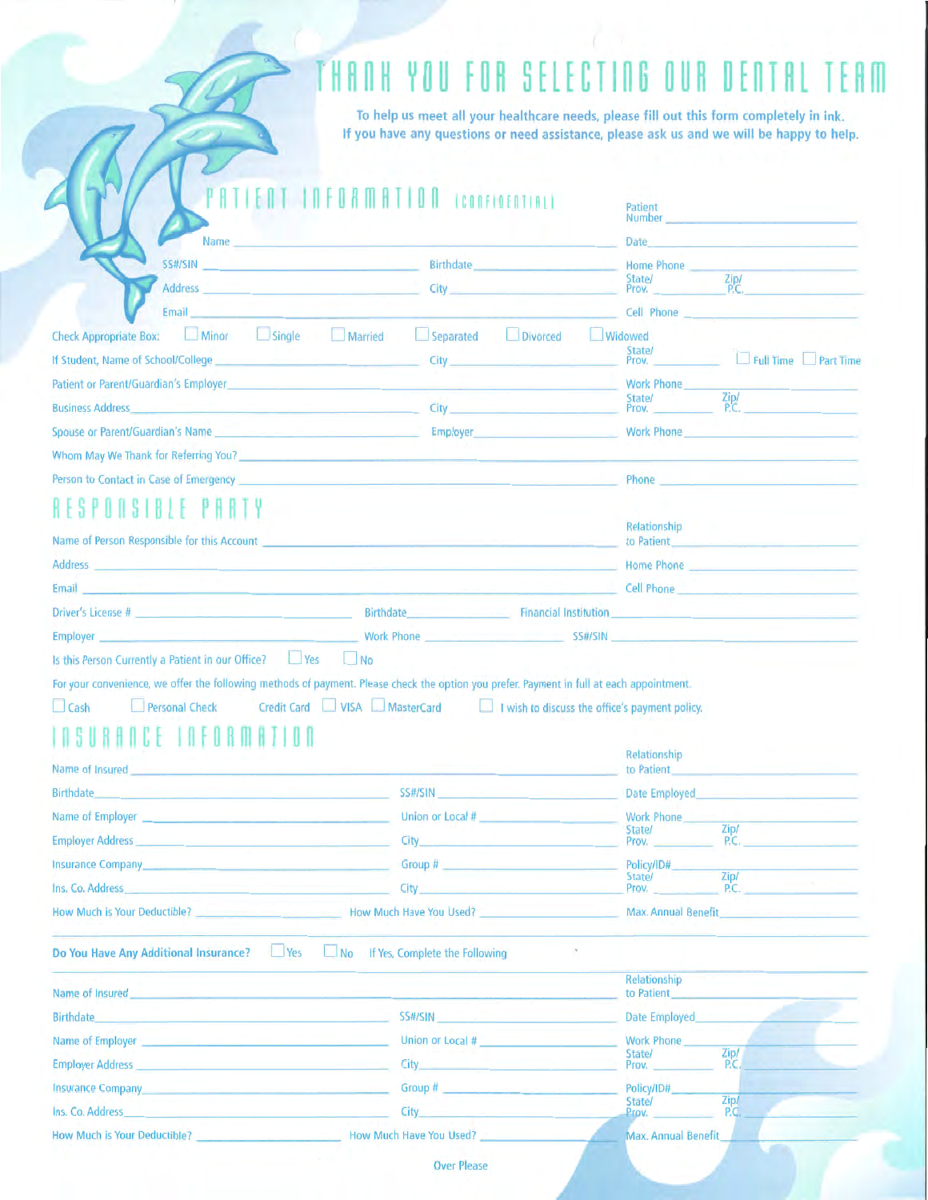# THANK YOU FOR SELECTING OUR DENTAL TEAM

To help us meet all your healthcare needs, please fill out this form completely in ink.
If you have any questions or need assistance, please ask us and we will be happy to help.

## PATIENT INFORMATION (CONFIDENTIAL)

Patient Number ____________________

Name ____________________ Date ____________________

SS#/SIN ____________________ Birthdate ____________________ Home Phone ____________________

Address ____________________ City ____________________ State/Prov. ________ Zip/P.C. ____________________

Email ____________________ Cell Phone ____________________

Check Appropriate Box: ☐ Minor ☐ Single ☐ Married ☐ Separated ☐ Divorced ☐ Widowed

If Student, Name of School/College ____________________ City ____________________ State/Prov. ________ ☐ Full Time ☐ Part Time

Patient or Parent/Guardian's Employer ____________________ Work Phone ____________________

Business Address ____________________ City ____________________ State/Prov. ________ Zip/P.C. ____________________

Spouse or Parent/Guardian's Name ____________________ Employer ____________________ Work Phone ____________________

Whom May We Thank for Referring You? ____________________

Person to Contact in Case of Emergency ____________________ Phone ____________________

## RESPONSIBLE PARTY

Name of Person Responsible for this Account ____________________ Relationship to Patient ____________________

Address ____________________ Home Phone ____________________

Email ____________________ Cell Phone ____________________

Driver's License # ____________________ Birthdate ____________________ Financial Institution ____________________

Employer ____________________ Work Phone ____________________ SS#/SIN ____________________

Is this Person Currently a Patient in our Office? ☐ Yes ☐ No

For your convenience, we offer the following methods of payment. Please check the option you prefer. Payment in full at each appointment.

☐ Cash ☐ Personal Check Credit Card ☐ VISA ☐ MasterCard ☐ I wish to discuss the office's payment policy.

## INSURANCE INFORMATION

Name of Insured ____________________ Relationship to Patient ____________________

Birthdate ____________________ SS#/SIN ____________________ Date Employed ____________________

Name of Employer ____________________ Union or Local # ____________________ Work Phone ____________________

Employer Address ____________________ City ____________________ State/Prov. ________ Zip/P.C. ____________________

Insurance Company ____________________ Group # ____________________ Policy/ID# ____________________

Ins. Co. Address ____________________ City ____________________ State/Prov. ________ Zip/P.C. ____________________

How Much is Your Deductible? ____________________ How Much Have You Used? ____________________ Max. Annual Benefit ____________________

**Do You Have Any Additional Insurance?** ☐ Yes ☐ No If Yes, Complete the Following

Name of Insured ____________________ Relationship to Patient ____________________

Birthdate ____________________ SS#/SIN ____________________ Date Employed ____________________

Name of Employer ____________________ Union or Local # ____________________ Work Phone ____________________

Employer Address ____________________ City ____________________ State/Prov. ________ Zip/P.C. ____________________

Insurance Company ____________________ Group # ____________________ Policy/ID# ____________________

Ins. Co. Address ____________________ City ____________________ State/Prov. ________ Zip/P.C. ____________________

How Much is Your Deductible? ____________________ How Much Have You Used? ____________________ Max. Annual Benefit ____________________

Over Please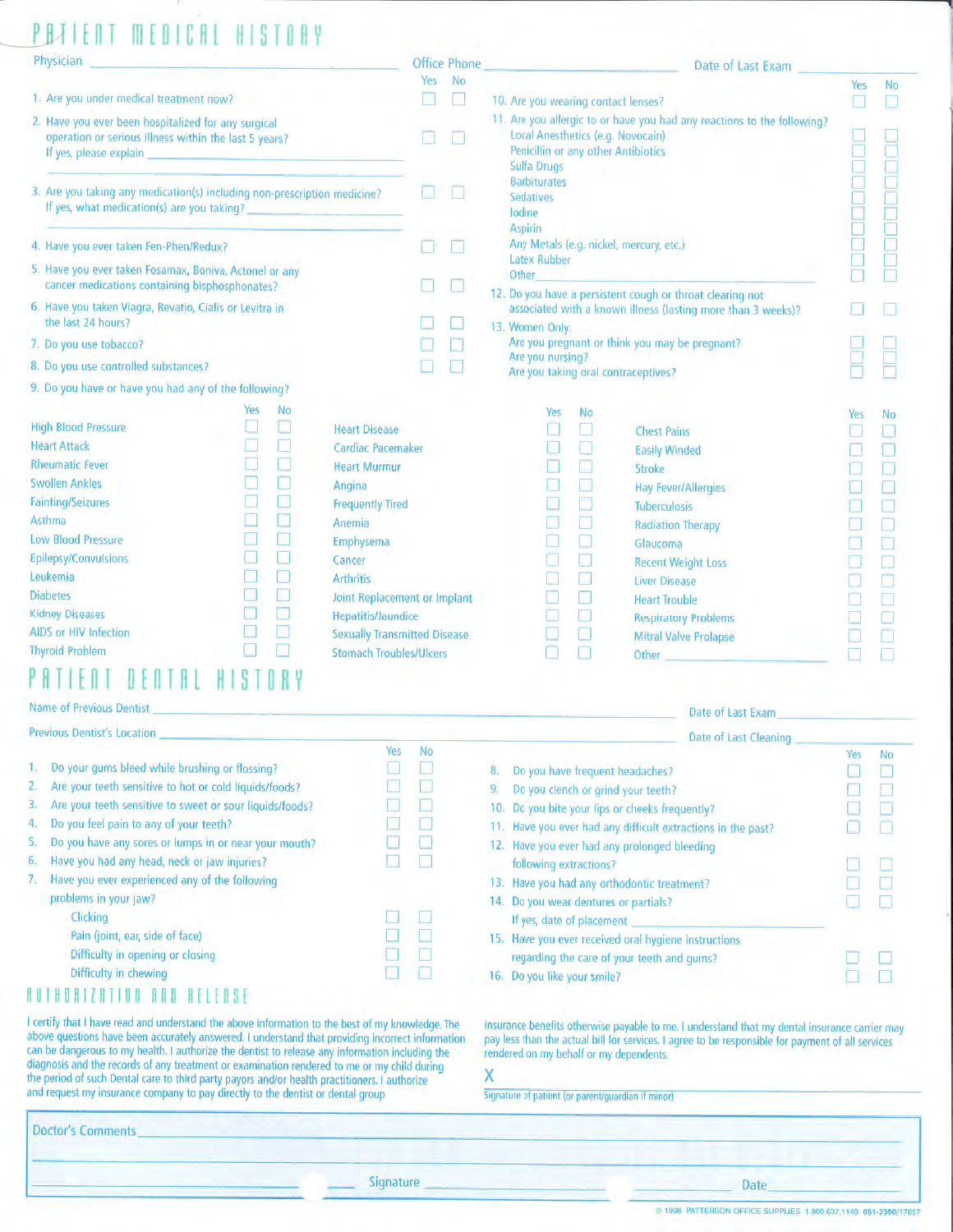# PATIENT MEDICAL HISTORY

Physician ______________________ Office Phone ______________________ Date of Last Exam ______________________

| | Yes | No |
|---|---|---|
| 1. Are you under medical treatment now? | ☐ | ☐ |
| 2. Have you ever been hospitalized for any surgical operation or serious illness within the last 5 years? If yes, please explain ______________________ | ☐ | ☐ |
| 3. Are you taking any medication(s) including non-prescription medicine? If yes, what medication(s) are you taking? ______________________ | ☐ | ☐ |
| 4. Have you ever taken Fen-Phen/Redux? | ☐ | ☐ |
| 5. Have you ever taken Fosamax, Boniva, Actonel or any cancer medications containing bisphosphonates? | ☐ | ☐ |
| 6. Have you taken Viagra, Revatio, Cialis or Levitra in the last 24 hours? | ☐ | ☐ |
| 7. Do you use tobacco? | ☐ | ☐ |
| 8. Do you use controlled substances? | ☐ | ☐ |

| | Yes | No |
|---|---|---|
| 10. Are you wearing contact lenses? | ☐ | ☐ |
| 11. Are you allergic to or have you had any reactions to the following? | | |
| Local Anesthetics (e.g. Novocain) | ☐ | ☐ |
| Penicillin or any other Antibiotics | ☐ | ☐ |
| Sulfa Drugs | ☐ | ☐ |
| Barbiturates | ☐ | ☐ |
| Sedatives | ☐ | ☐ |
| Iodine | ☐ | ☐ |
| Aspirin | ☐ | ☐ |
| Any Metals (e.g. nickel, mercury, etc.) | ☐ | ☐ |
| Latex Rubber | ☐ | ☐ |
| Other ______________________ | ☐ | ☐ |
| 12. Do you have a persistent cough or throat clearing not associated with a known illness (lasting more than 3 weeks)? | ☐ | ☐ |
| 13. Women Only: | | |
| Are you pregnant or think you may be pregnant? | ☐ | ☐ |
| Are you nursing? | ☐ | ☐ |
| Are you taking oral contraceptives? | ☐ | ☐ |

9. Do you have or have you had any of the following?

| | Yes | No | | Yes | No | | Yes | No |
|---|---|---|---|---|---|---|---|---|
| High Blood Pressure | ☐ | ☐ | Heart Disease | ☐ | ☐ | Chest Pains | ☐ | ☐ |
| Heart Attack | ☐ | ☐ | Cardiac Pacemaker | ☐ | ☐ | Easily Winded | ☐ | ☐ |
| Rheumatic Fever | ☐ | ☐ | Heart Murmur | ☐ | ☐ | Stroke | ☐ | ☐ |
| Swollen Ankles | ☐ | ☐ | Angina | ☐ | ☐ | Hay Fever/Allergies | ☐ | ☐ |
| Fainting/Seizures | ☐ | ☐ | Frequently Tired | ☐ | ☐ | Tuberculosis | ☐ | ☐ |
| Asthma | ☐ | ☐ | Anemia | ☐ | ☐ | Radiation Therapy | ☐ | ☐ |
| Low Blood Pressure | ☐ | ☐ | Emphysema | ☐ | ☐ | Glaucoma | ☐ | ☐ |
| Epilepsy/Convulsions | ☐ | ☐ | Cancer | ☐ | ☐ | Recent Weight Loss | ☐ | ☐ |
| Leukemia | ☐ | ☐ | Arthritis | ☐ | ☐ | Liver Disease | ☐ | ☐ |
| Diabetes | ☐ | ☐ | Joint Replacement or Implant | ☐ | ☐ | Heart Trouble | ☐ | ☐ |
| Kidney Diseases | ☐ | ☐ | Hepatitis/Jaundice | ☐ | ☐ | Respiratory Problems | ☐ | ☐ |
| AIDS or HIV Infection | ☐ | ☐ | Sexually Transmitted Disease | ☐ | ☐ | Mitral Valve Prolapse | ☐ | ☐ |
| Thyroid Problem | ☐ | ☐ | Stomach Troubles/Ulcers | ☐ | ☐ | Other ______________ | ☐ | ☐ |

# PATIENT DENTAL HISTORY

Name of Previous Dentist ______________________ Date of Last Exam ______________________

Previous Dentist's Location ______________________ Date of Last Cleaning ______________________

| | Yes | No |
|---|---|---|
| 1. Do your gums bleed while brushing or flossing? | ☐ | ☐ |
| 2. Are your teeth sensitive to hot or cold liquids/foods? | ☐ | ☐ |
| 3. Are your teeth sensitive to sweet or sour liquids/foods? | ☐ | ☐ |
| 4. Do you feel pain to any of your teeth? | ☐ | ☐ |
| 5. Do you have any sores or lumps in or near your mouth? | ☐ | ☐ |
| 6. Have you had any head, neck or jaw injuries? | ☐ | ☐ |
| 7. Have you ever experienced any of the following problems in your jaw? | | |
| Clicking | ☐ | ☐ |
| Pain (joint, ear, side of face) | ☐ | ☐ |
| Difficulty in opening or closing | ☐ | ☐ |
| Difficulty in chewing | ☐ | ☐ |

| | Yes | No |
|---|---|---|
| 8. Do you have frequent headaches? | ☐ | ☐ |
| 9. Do you clench or grind your teeth? | ☐ | ☐ |
| 10. Do you bite your lips or cheeks frequently? | ☐ | ☐ |
| 11. Have you ever had any difficult extractions in the past? | ☐ | ☐ |
| 12. Have you ever had any prolonged bleeding following extractions? | ☐ | ☐ |
| 13. Have you had any orthodontic treatment? | ☐ | ☐ |
| 14. Do you wear dentures or partials? If yes, date of placement ______________ | ☐ | ☐ |
| 15. Have you ever received oral hygiene instructions regarding the care of your teeth and gums? | ☐ | ☐ |
| 16. Do you like your smile? | ☐ | ☐ |

# AUTHORIZATION AND RELEASE

I certify that I have read and understand the above information to the best of my knowledge. The above questions have been accurately answered. I understand that providing incorrect information can be dangerous to my health. I authorize the dentist to release any information including the diagnosis and the records of any treatment or examination rendered to me or my child during the period of such Dental care to third party payors and/or health practitioners. I authorize and request my insurance company to pay directly to the dentist or dental group insurance benefits otherwise payable to me. I understand that my dental insurance carrier may pay less than the actual bill for services. I agree to be responsible for payment of all services rendered on my behalf or my dependents.

X ______________________________________

Signature of patient (or parent/guardian if minor)

Doctor's Comments ______________________________________

______________________________________

Signature ______________________ Date ______________________

© 1998 PATTERSON OFFICE SUPPLIES 1.800.637.1140 051-2350/17657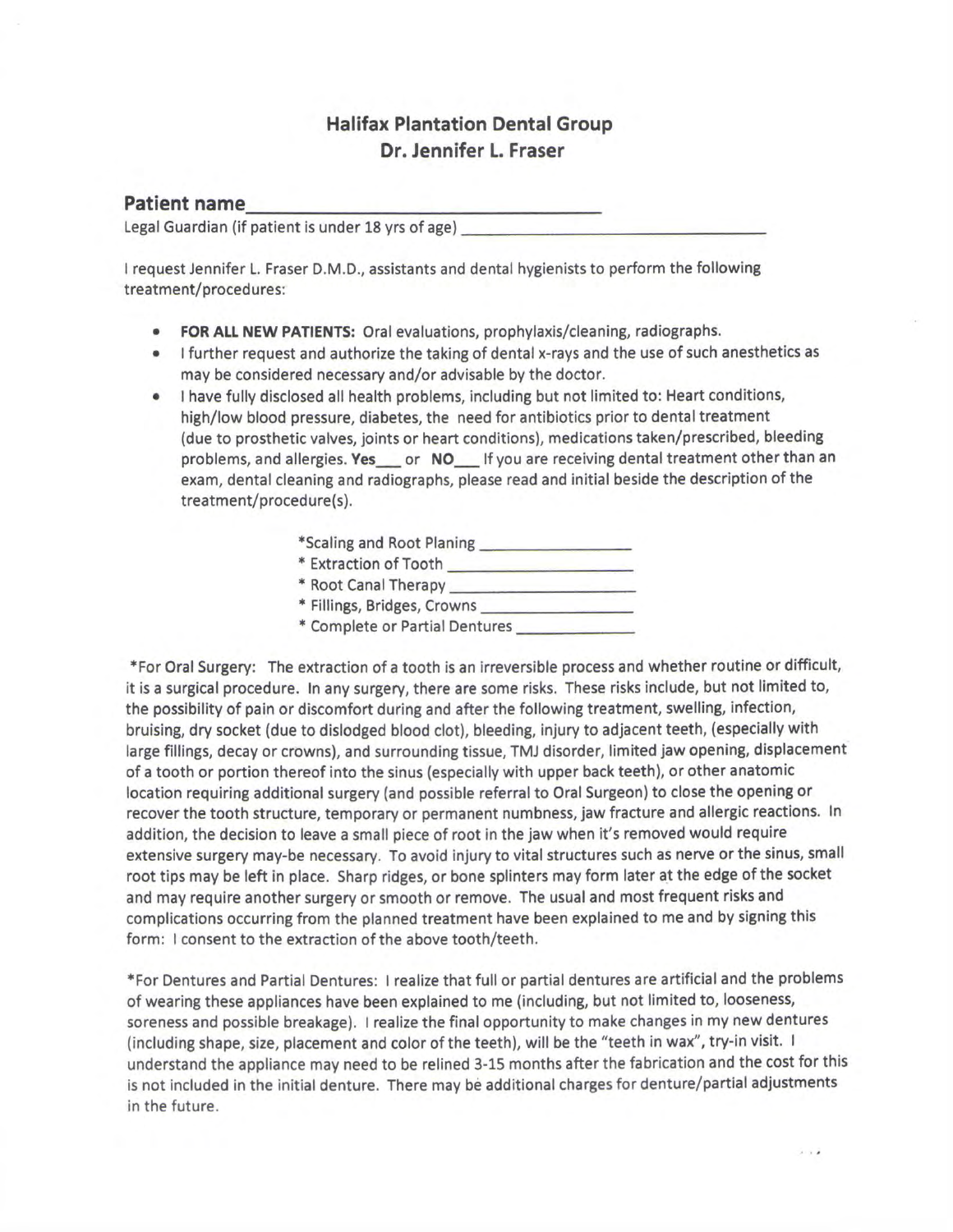## Halifax Plantation Dental Group
## Dr. Jennifer L. Fraser

**Patient name**\_\_\_\_\_\_\_\_\_\_\_\_\_\_\_\_\_\_\_\_\_\_\_\_\_\_\_\_\_\_\_\_\_\_\_\_\_\_

Legal Guardian (if patient is under 18 yrs of age) \_\_\_\_\_\_\_\_\_\_\_\_\_\_\_\_\_\_\_\_\_\_\_\_\_\_\_\_\_\_\_\_\_\_\_\_

I request Jennifer L. Fraser D.M.D., assistants and dental hygienists to perform the following treatment/procedures:

- **FOR ALL NEW PATIENTS:** Oral evaluations, prophylaxis/cleaning, radiographs.
- I further request and authorize the taking of dental x-rays and the use of such anesthetics as may be considered necessary and/or advisable by the doctor.
- I have fully disclosed all health problems, including but not limited to: Heart conditions, high/low blood pressure, diabetes, the need for antibiotics prior to dental treatment (due to prosthetic valves, joints or heart conditions), medications taken/prescribed, bleeding problems, and allergies. **Yes**\_\_\_ or **NO**\_\_\_ If you are receiving dental treatment other than an exam, dental cleaning and radiographs, please read and initial beside the description of the treatment/procedure(s).

*Scaling and Root Planing \_\_\_\_\_\_\_\_\_\_\_\_\_\_\_\_\_\_\_

* Extraction of Tooth \_\_\_\_\_\_\_\_\_\_\_\_\_\_\_\_\_\_\_\_\_\_

* Root Canal Therapy \_\_\_\_\_\_\_\_\_\_\_\_\_\_\_\_\_\_\_\_\_\_

* Fillings, Bridges, Crowns \_\_\_\_\_\_\_\_\_\_\_\_\_\_\_\_\_\_

* Complete or Partial Dentures \_\_\_\_\_\_\_\_\_\_\_\_\_\_\_

*For Oral Surgery: The extraction of a tooth is an irreversible process and whether routine or difficult, it is a surgical procedure. In any surgery, there are some risks. These risks include, but not limited to, the possibility of pain or discomfort during and after the following treatment, swelling, infection, bruising, dry socket (due to dislodged blood clot), bleeding, injury to adjacent teeth, (especially with large fillings, decay or crowns), and surrounding tissue, TMJ disorder, limited jaw opening, displacement of a tooth or portion thereof into the sinus (especially with upper back teeth), or other anatomic location requiring additional surgery (and possible referral to Oral Surgeon) to close the opening or recover the tooth structure, temporary or permanent numbness, jaw fracture and allergic reactions. In addition, the decision to leave a small piece of root in the jaw when it's removed would require extensive surgery may-be necessary. To avoid injury to vital structures such as nerve or the sinus, small root tips may be left in place. Sharp ridges, or bone splinters may form later at the edge of the socket and may require another surgery or smooth or remove. The usual and most frequent risks and complications occurring from the planned treatment have been explained to me and by signing this form: I consent to the extraction of the above tooth/teeth.

*For Dentures and Partial Dentures: I realize that full or partial dentures are artificial and the problems of wearing these appliances have been explained to me (including, but not limited to, looseness, soreness and possible breakage). I realize the final opportunity to make changes in my new dentures (including shape, size, placement and color of the teeth), will be the "teeth in wax", try-in visit. I understand the appliance may need to be relined 3-15 months after the fabrication and the cost for this is not included in the initial denture. There may be additional charges for denture/partial adjustments in the future.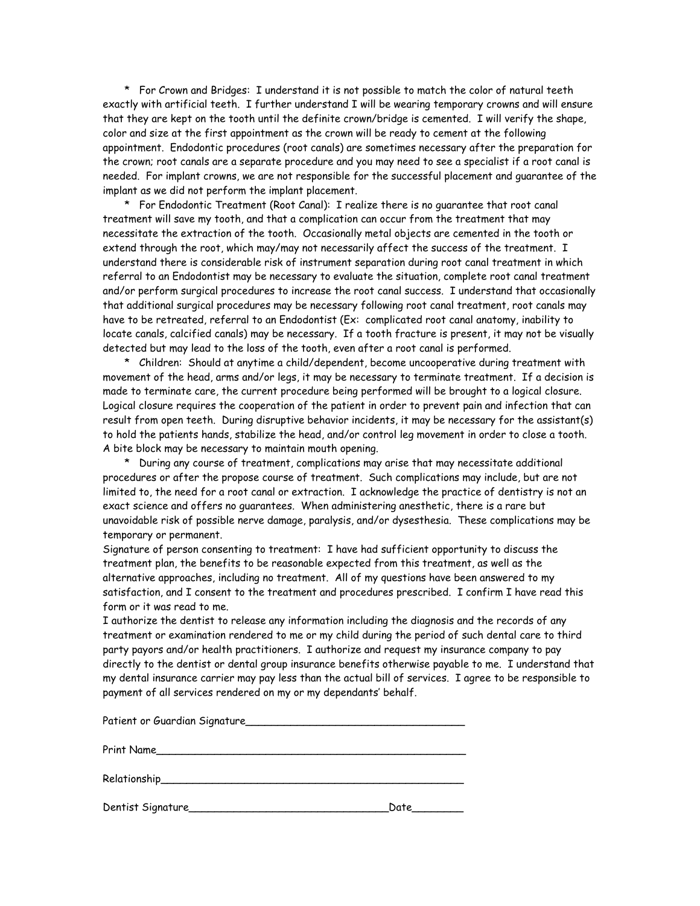* For Crown and Bridges: I understand it is not possible to match the color of natural teeth exactly with artificial teeth. I further understand I will be wearing temporary crowns and will ensure that they are kept on the tooth until the definite crown/bridge is cemented. I will verify the shape, color and size at the first appointment as the crown will be ready to cement at the following appointment. Endodontic procedures (root canals) are sometimes necessary after the preparation for the crown; root canals are a separate procedure and you may need to see a specialist if a root canal is needed. For implant crowns, we are not responsible for the successful placement and guarantee of the implant as we did not perform the implant placement.

* For Endodontic Treatment (Root Canal): I realize there is no guarantee that root canal treatment will save my tooth, and that a complication can occur from the treatment that may necessitate the extraction of the tooth. Occasionally metal objects are cemented in the tooth or extend through the root, which may/may not necessarily affect the success of the treatment. I understand there is considerable risk of instrument separation during root canal treatment in which referral to an Endodontist may be necessary to evaluate the situation, complete root canal treatment and/or perform surgical procedures to increase the root canal success. I understand that occasionally that additional surgical procedures may be necessary following root canal treatment, root canals may have to be retreated, referral to an Endodontist (Ex: complicated root canal anatomy, inability to locate canals, calcified canals) may be necessary. If a tooth fracture is present, it may not be visually detected but may lead to the loss of the tooth, even after a root canal is performed.

* Children: Should at anytime a child/dependent, become uncooperative during treatment with movement of the head, arms and/or legs, it may be necessary to terminate treatment. If a decision is made to terminate care, the current procedure being performed will be brought to a logical closure. Logical closure requires the cooperation of the patient in order to prevent pain and infection that can result from open teeth. During disruptive behavior incidents, it may be necessary for the assistant(s) to hold the patients hands, stabilize the head, and/or control leg movement in order to close a tooth. A bite block may be necessary to maintain mouth opening.

* During any course of treatment, complications may arise that may necessitate additional procedures or after the propose course of treatment. Such complications may include, but are not limited to, the need for a root canal or extraction. I acknowledge the practice of dentistry is not an exact science and offers no guarantees. When administering anesthetic, there is a rare but unavoidable risk of possible nerve damage, paralysis, and/or dysesthesia. These complications may be temporary or permanent.

Signature of person consenting to treatment: I have had sufficient opportunity to discuss the treatment plan, the benefits to be reasonable expected from this treatment, as well as the alternative approaches, including no treatment. All of my questions have been answered to my satisfaction, and I consent to the treatment and procedures prescribed. I confirm I have read this form or it was read to me.

I authorize the dentist to release any information including the diagnosis and the records of any treatment or examination rendered to me or my child during the period of such dental care to third party payors and/or health practitioners. I authorize and request my insurance company to pay directly to the dentist or dental group insurance benefits otherwise payable to me. I understand that my dental insurance carrier may pay less than the actual bill of services. I agree to be responsible to payment of all services rendered on my or my dependants' behalf.

Patient or Guardian Signature___________________________________

Print Name________________________________________________

Relationship_______________________________________________

Dentist Signature_______________________________Date________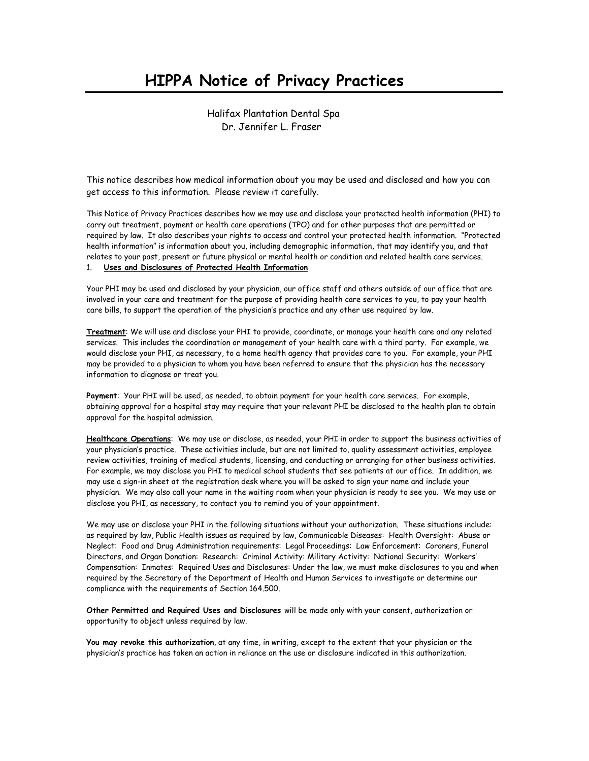# HIPPA Notice of Privacy Practices

Halifax Plantation Dental Spa
Dr. Jennifer L. Fraser

This notice describes how medical information about you may be used and disclosed and how you can get access to this information. Please review it carefully.

This Notice of Privacy Practices describes how we may use and disclose your protected health information (PHI) to carry out treatment, payment or health care operations (TPO) and for other purposes that are permitted or required by law. It also describes your rights to access and control your protected health information. "Protected health information" is information about you, including demographic information, that may identify you, and that relates to your past, present or future physical or mental health or condition and related health care services.

1. **<u>Uses and Disclosures of Protected Health Information</u>**

Your PHI may be used and disclosed by your physician, our office staff and others outside of our office that are involved in your care and treatment for the purpose of providing health care services to you, to pay your health care bills, to support the operation of the physician's practice and any other use required by law.

**<u>Treatment</u>**: We will use and disclose your PHI to provide, coordinate, or manage your health care and any related services. This includes the coordination or management of your health care with a third party. For example, we would disclose your PHI, as necessary, to a home health agency that provides care to you. For example, your PHI may be provided to a physician to whom you have been referred to ensure that the physician has the necessary information to diagnose or treat you.

**<u>Payment</u>**: Your PHI will be used, as needed, to obtain payment for your health care services. For example, obtaining approval for a hospital stay may require that your relevant PHI be disclosed to the health plan to obtain approval for the hospital admission.

**<u>Healthcare Operations</u>**: We may use or disclose, as needed, your PHI in order to support the business activities of your physician's practice. These activities include, but are not limited to, quality assessment activities, employee review activities, training of medical students, licensing, and conducting or arranging for other business activities. For example, we may disclose you PHI to medical school students that see patients at our office. In addition, we may use a sign-in sheet at the registration desk where you will be asked to sign your name and include your physician. We may also call your name in the waiting room when your physician is ready to see you. We may use or disclose you PHI, as necessary, to contact you to remind you of your appointment.

We may use or disclose your PHI in the following situations without your authorization. These situations include: as required by law, Public Health issues as required by law, Communicable Diseases: Health Oversight: Abuse or Neglect: Food and Drug Administration requirements: Legal Proceedings: Law Enforcement: Coroners, Funeral Directors, and Organ Donation: Research: Criminal Activity: Military Activity: National Security: Workers' Compensation: Inmates: Required Uses and Disclosures: Under the law, we must make disclosures to you and when required by the Secretary of the Department of Health and Human Services to investigate or determine our compliance with the requirements of Section 164.500.

**Other Permitted and Required Uses and Disclosures** will be made only with your consent, authorization or opportunity to object unless required by law.

**You may revoke this authorization**, at any time, in writing, except to the extent that your physician or the physician's practice has taken an action in reliance on the use or disclosure indicated in this authorization.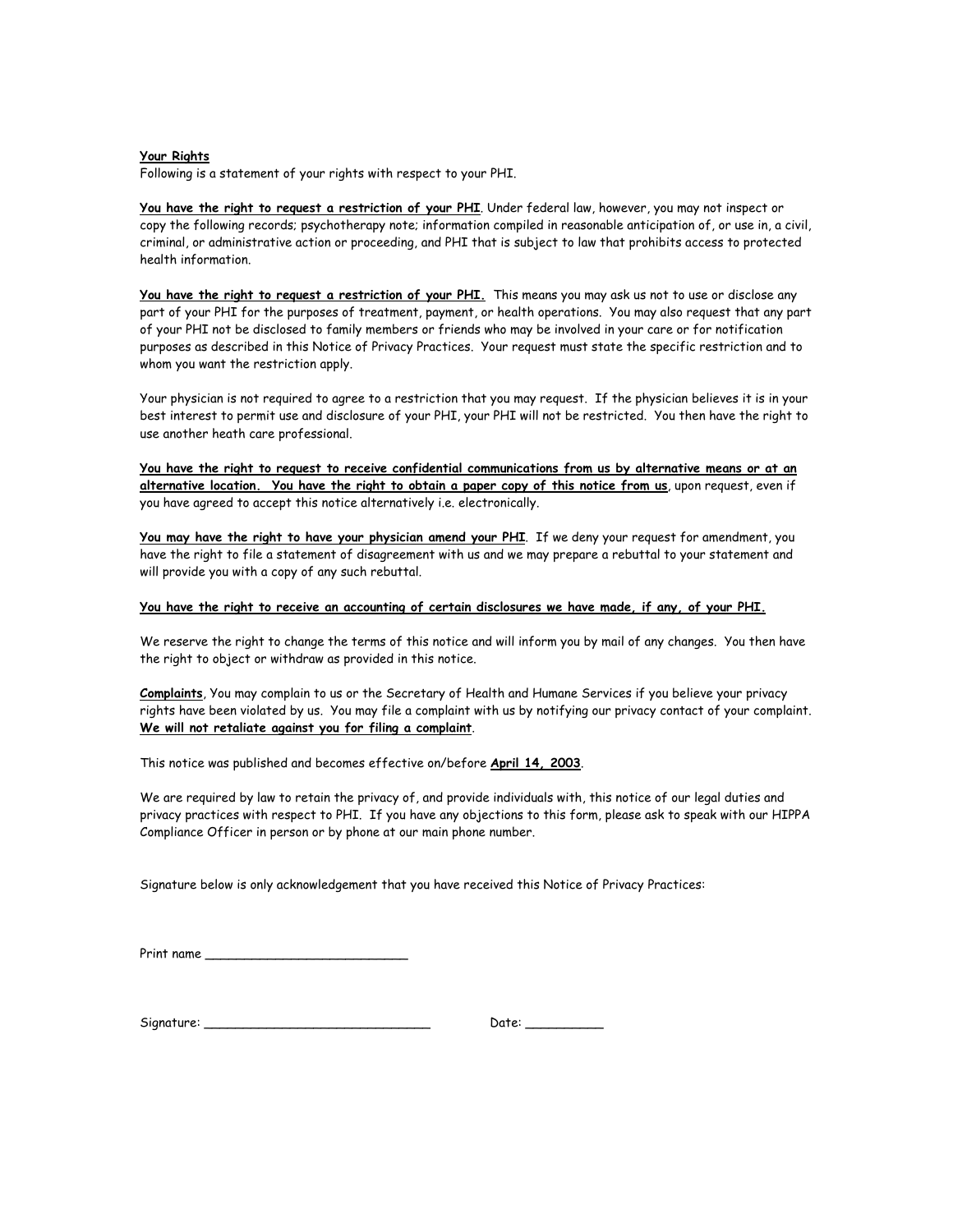**<u>Your Rights</u>**
Following is a statement of your rights with respect to your PHI.

**<u>You have the right to request a restriction of your PHI</u>**. Under federal law, however, you may not inspect or copy the following records; psychotherapy note; information compiled in reasonable anticipation of, or use in, a civil, criminal, or administrative action or proceeding, and PHI that is subject to law that prohibits access to protected health information.

**<u>You have the right to request a restriction of your PHI.</u>** This means you may ask us not to use or disclose any part of your PHI for the purposes of treatment, payment, or health operations. You may also request that any part of your PHI not be disclosed to family members or friends who may be involved in your care or for notification purposes as described in this Notice of Privacy Practices. Your request must state the specific restriction and to whom you want the restriction apply.

Your physician is not required to agree to a restriction that you may request. If the physician believes it is in your best interest to permit use and disclosure of your PHI, your PHI will not be restricted. You then have the right to use another heath care professional.

**<u>You have the right to request to receive confidential communications from us by alternative means or at an alternative location. You have the right to obtain a paper copy of this notice from us</u>**, upon request, even if you have agreed to accept this notice alternatively i.e. electronically.

**<u>You may have the right to have your physician amend your PHI</u>**. If we deny your request for amendment, you have the right to file a statement of disagreement with us and we may prepare a rebuttal to your statement and will provide you with a copy of any such rebuttal.

**<u>You have the right to receive an accounting of certain disclosures we have made, if any, of your PHI.</u>**

We reserve the right to change the terms of this notice and will inform you by mail of any changes. You then have the right to object or withdraw as provided in this notice.

**<u>Complaints</u>**, You may complain to us or the Secretary of Health and Humane Services if you believe your privacy rights have been violated by us. You may file a complaint with us by notifying our privacy contact of your complaint. **<u>We will not retaliate against you for filing a complaint</u>**.

This notice was published and becomes effective on/before **<u>April 14, 2003</u>**.

We are required by law to retain the privacy of, and provide individuals with, this notice of our legal duties and privacy practices with respect to PHI. If you have any objections to this form, please ask to speak with our HIPPA Compliance Officer in person or by phone at our main phone number.

Signature below is only acknowledgement that you have received this Notice of Privacy Practices:

Print name ___________________________

Signature: ______________________________ Date: __________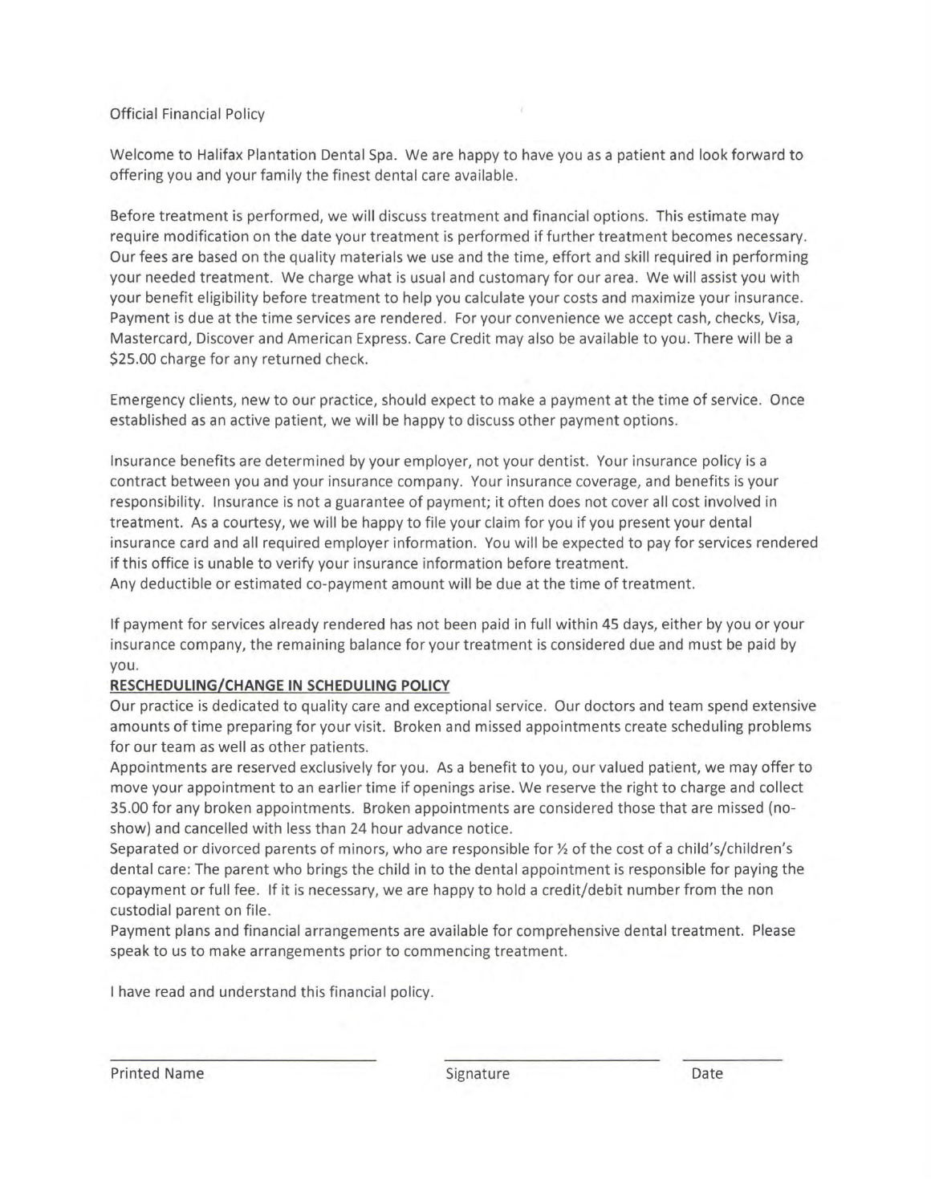Official Financial Policy

Welcome to Halifax Plantation Dental Spa. We are happy to have you as a patient and look forward to offering you and your family the finest dental care available.

Before treatment is performed, we will discuss treatment and financial options. This estimate may require modification on the date your treatment is performed if further treatment becomes necessary. Our fees are based on the quality materials we use and the time, effort and skill required in performing your needed treatment. We charge what is usual and customary for our area. We will assist you with your benefit eligibility before treatment to help you calculate your costs and maximize your insurance. Payment is due at the time services are rendered. For your convenience we accept cash, checks, Visa, Mastercard, Discover and American Express. Care Credit may also be available to you. There will be a $25.00 charge for any returned check.

Emergency clients, new to our practice, should expect to make a payment at the time of service. Once established as an active patient, we will be happy to discuss other payment options.

Insurance benefits are determined by your employer, not your dentist. Your insurance policy is a contract between you and your insurance company. Your insurance coverage, and benefits is your responsibility. Insurance is not a guarantee of payment; it often does not cover all cost involved in treatment. As a courtesy, we will be happy to file your claim for you if you present your dental insurance card and all required employer information. You will be expected to pay for services rendered if this office is unable to verify your insurance information before treatment.
Any deductible or estimated co-payment amount will be due at the time of treatment.

If payment for services already rendered has not been paid in full within 45 days, either by you or your insurance company, the remaining balance for your treatment is considered due and must be paid by you.

**RESCHEDULING/CHANGE IN SCHEDULING POLICY**

Our practice is dedicated to quality care and exceptional service. Our doctors and team spend extensive amounts of time preparing for your visit. Broken and missed appointments create scheduling problems for our team as well as other patients.

Appointments are reserved exclusively for you. As a benefit to you, our valued patient, we may offer to move your appointment to an earlier time if openings arise. We reserve the right to charge and collect 35.00 for any broken appointments. Broken appointments are considered those that are missed (no-show) and cancelled with less than 24 hour advance notice.

Separated or divorced parents of minors, who are responsible for ½ of the cost of a child's/children's dental care: The parent who brings the child in to the dental appointment is responsible for paying the copayment or full fee. If it is necessary, we are happy to hold a credit/debit number from the non custodial parent on file.

Payment plans and financial arrangements are available for comprehensive dental treatment. Please speak to us to make arrangements prior to commencing treatment.

I have read and understand this financial policy.

\_\_\_\_\_\_\_\_\_\_\_\_\_\_\_\_\_\_\_\_\_\_\_\_ \_\_\_\_\_\_\_\_\_\_\_\_\_\_\_\_\_\_\_\_\_\_\_\_ \_\_\_\_\_\_\_\_\_\_

Printed Name Signature Date